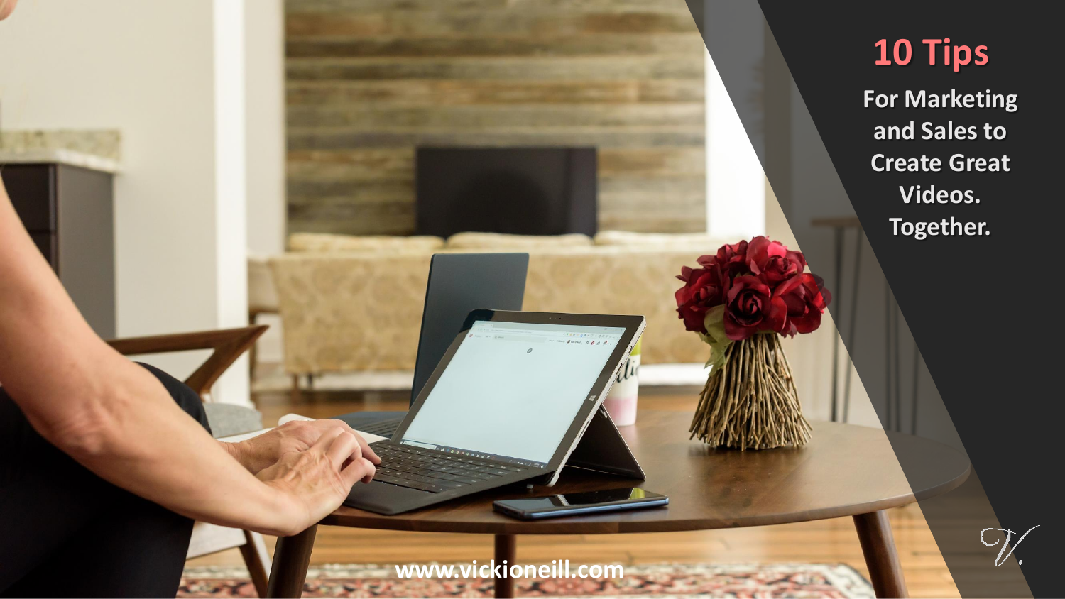# 10 Tips

**For Marketing and Sales to Create Great Videos. Together.**

www.vickioneill.com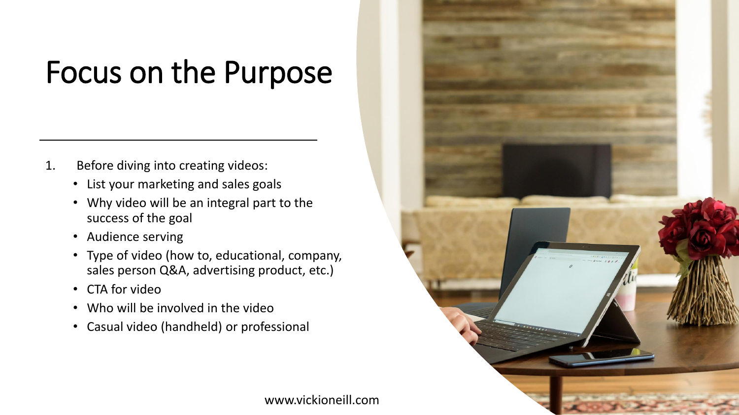# Focus on the Purpose

1. Before diving into creating videos:
   - List your marketing and sales goals
   - Why video will be an integral part to the success of the goal
   - Audience serving
   - Type of video (how to, educational, company, sales person Q&A, advertising product, etc.)
   - CTA for video
   - Who will be involved in the video
   - Casual video (handheld) or professional

www.vickioneill.com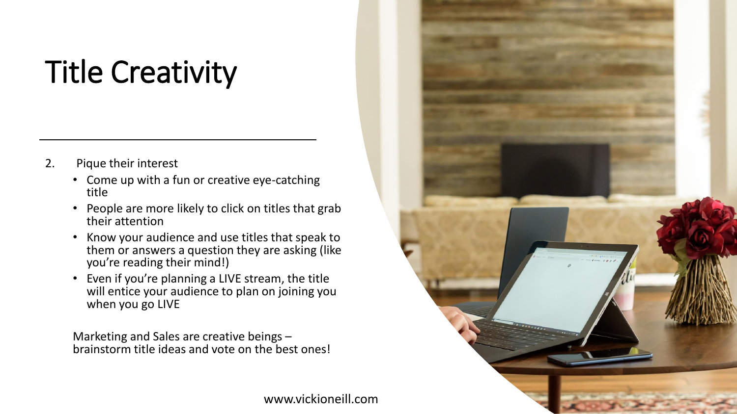# Title Creativity

2. Pique their interest
   - Come up with a fun or creative eye-catching title
   - People are more likely to click on titles that grab their attention
   - Know your audience and use titles that speak to them or answers a question they are asking (like you're reading their mind!)
   - Even if you're planning a LIVE stream, the title will entice your audience to plan on joining you when you go LIVE

Marketing and Sales are creative beings – brainstorm title ideas and vote on the best ones!

www.vickioneill.com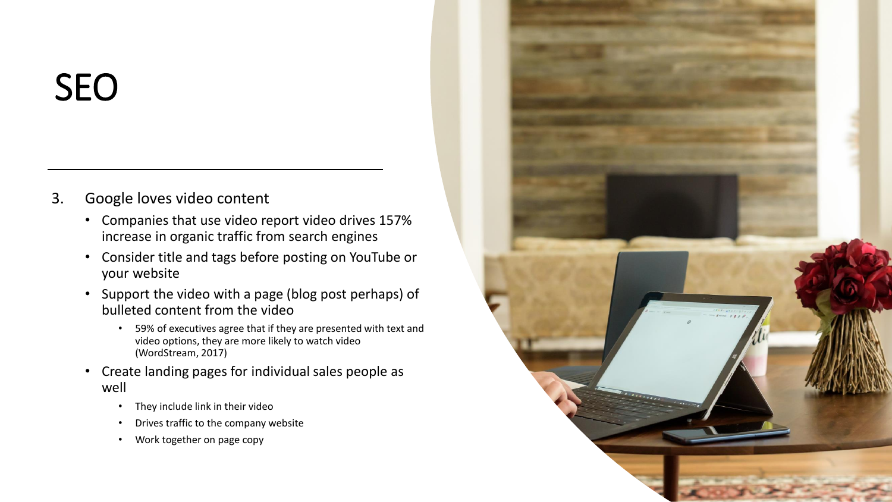# SEO

3. Google loves video content
   - Companies that use video report video drives 157% increase in organic traffic from search engines
   - Consider title and tags before posting on YouTube or your website
   - Support the video with a page (blog post perhaps) of bulleted content from the video
     - 59% of executives agree that if they are presented with text and video options, they are more likely to watch video (WordStream, 2017)
   - Create landing pages for individual sales people as well
     - They include link in their video
     - Drives traffic to the company website
     - Work together on page copy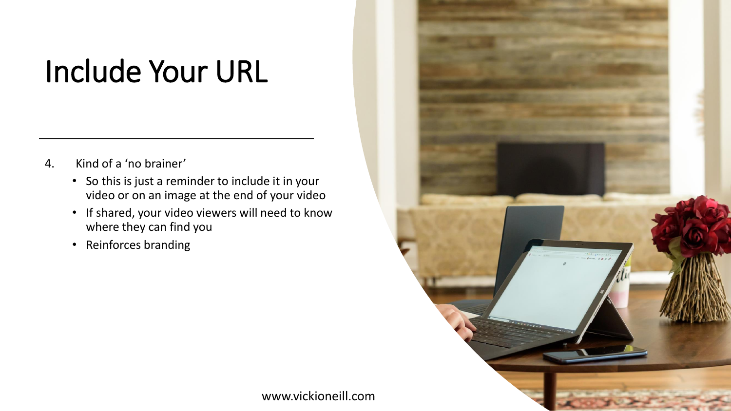# Include Your URL

4. Kind of a 'no brainer'
   - So this is just a reminder to include it in your video or on an image at the end of your video
   - If shared, your video viewers will need to know where they can find you
   - Reinforces branding

www.vickioneill.com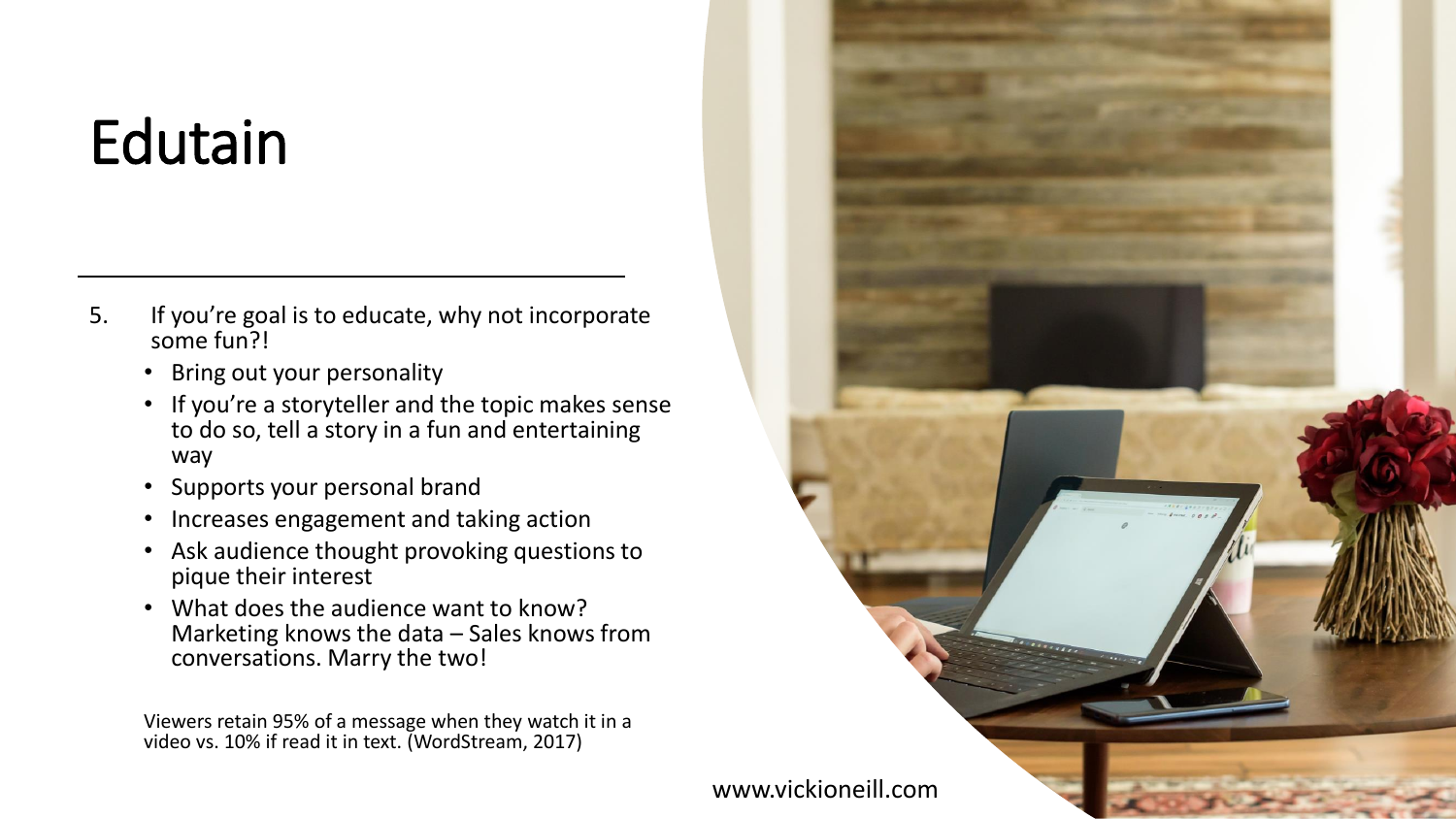# Edutain

5. If you're goal is to educate, why not incorporate some fun?!
   - Bring out your personality
   - If you're a storyteller and the topic makes sense to do so, tell a story in a fun and entertaining way
   - Supports your personal brand
   - Increases engagement and taking action
   - Ask audience thought provoking questions to pique their interest
   - What does the audience want to know? Marketing knows the data – Sales knows from conversations. Marry the two!

Viewers retain 95% of a message when they watch it in a video vs. 10% if read it in text. (WordStream, 2017)

www.vickioneill.com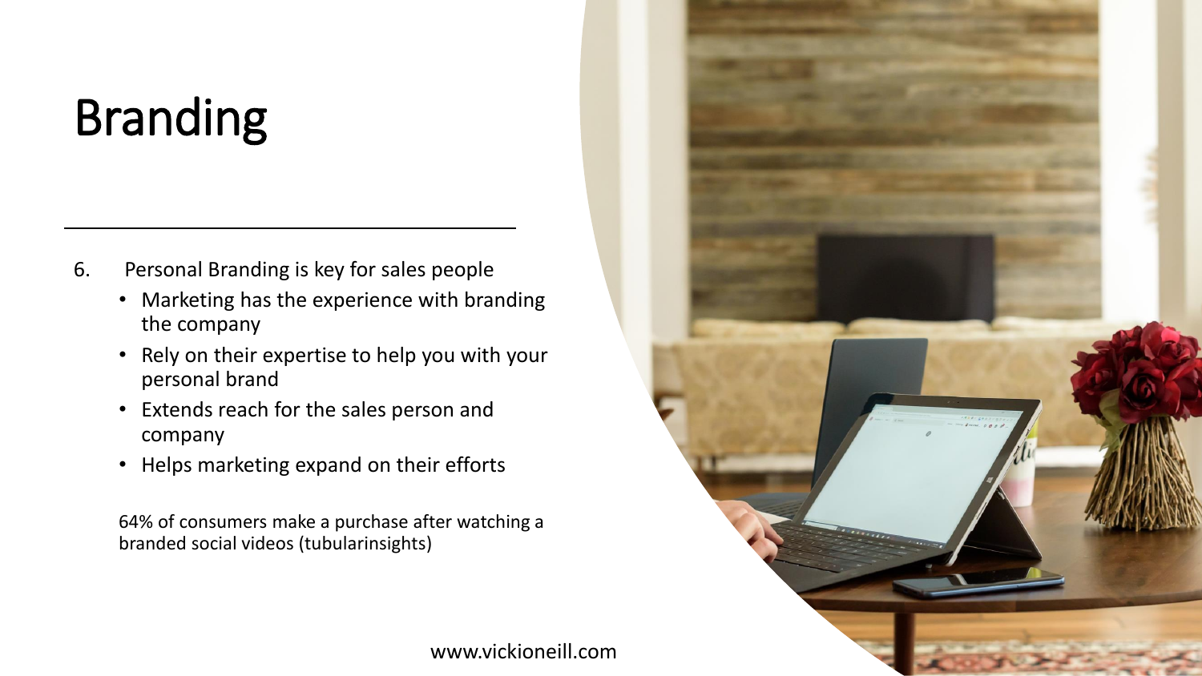# Branding

6. Personal Branding is key for sales people
   - Marketing has the experience with branding the company
   - Rely on their expertise to help you with your personal brand
   - Extends reach for the sales person and company
   - Helps marketing expand on their efforts

64% of consumers make a purchase after watching a branded social videos (tubularinsights)

www.vickioneill.com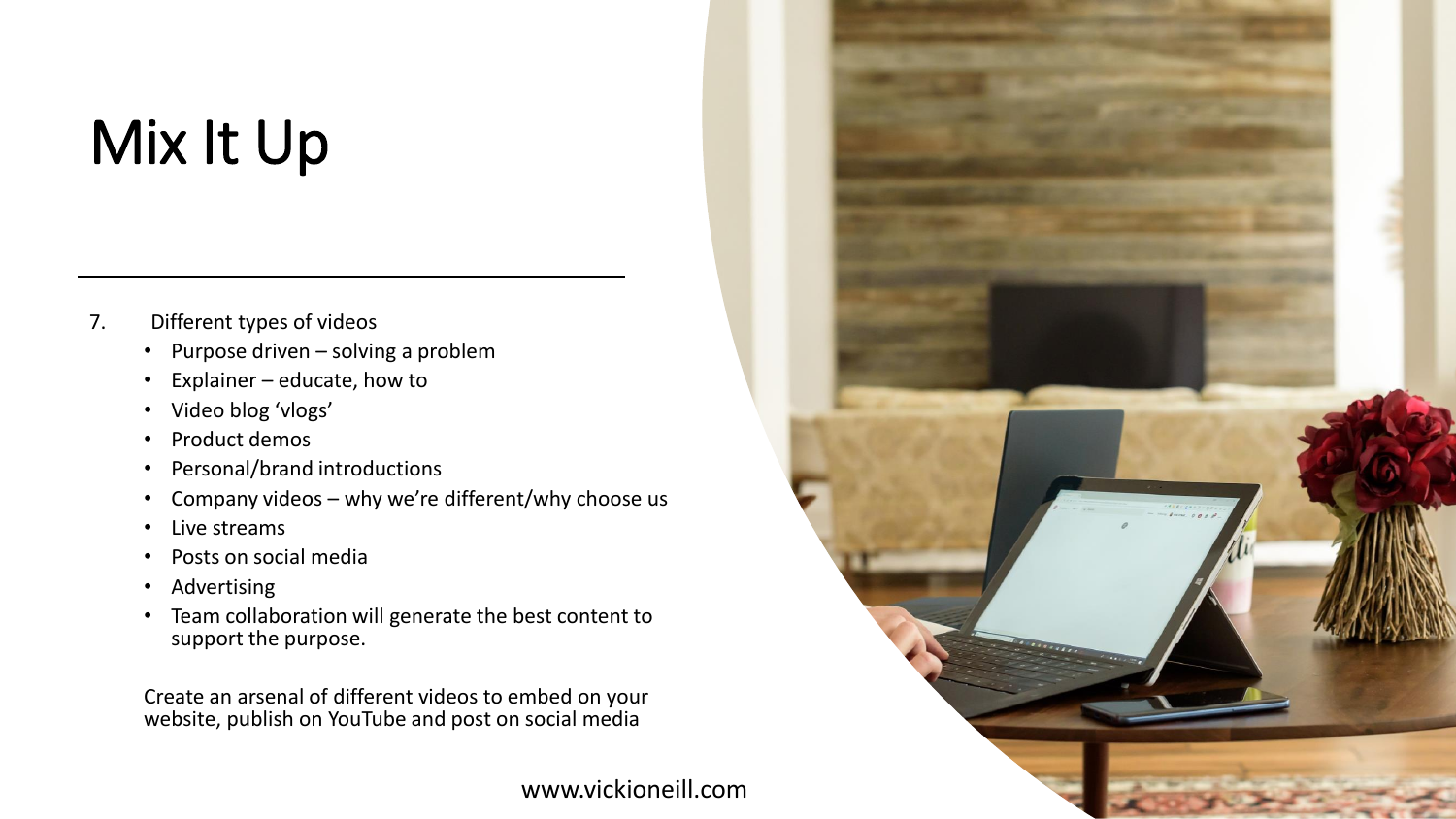# Mix It Up

7. Different types of videos
   - Purpose driven – solving a problem
   - Explainer – educate, how to
   - Video blog 'vlogs'
   - Product demos
   - Personal/brand introductions
   - Company videos – why we're different/why choose us
   - Live streams
   - Posts on social media
   - Advertising
   - Team collaboration will generate the best content to support the purpose.

Create an arsenal of different videos to embed on your website, publish on YouTube and post on social media

www.vickioneill.com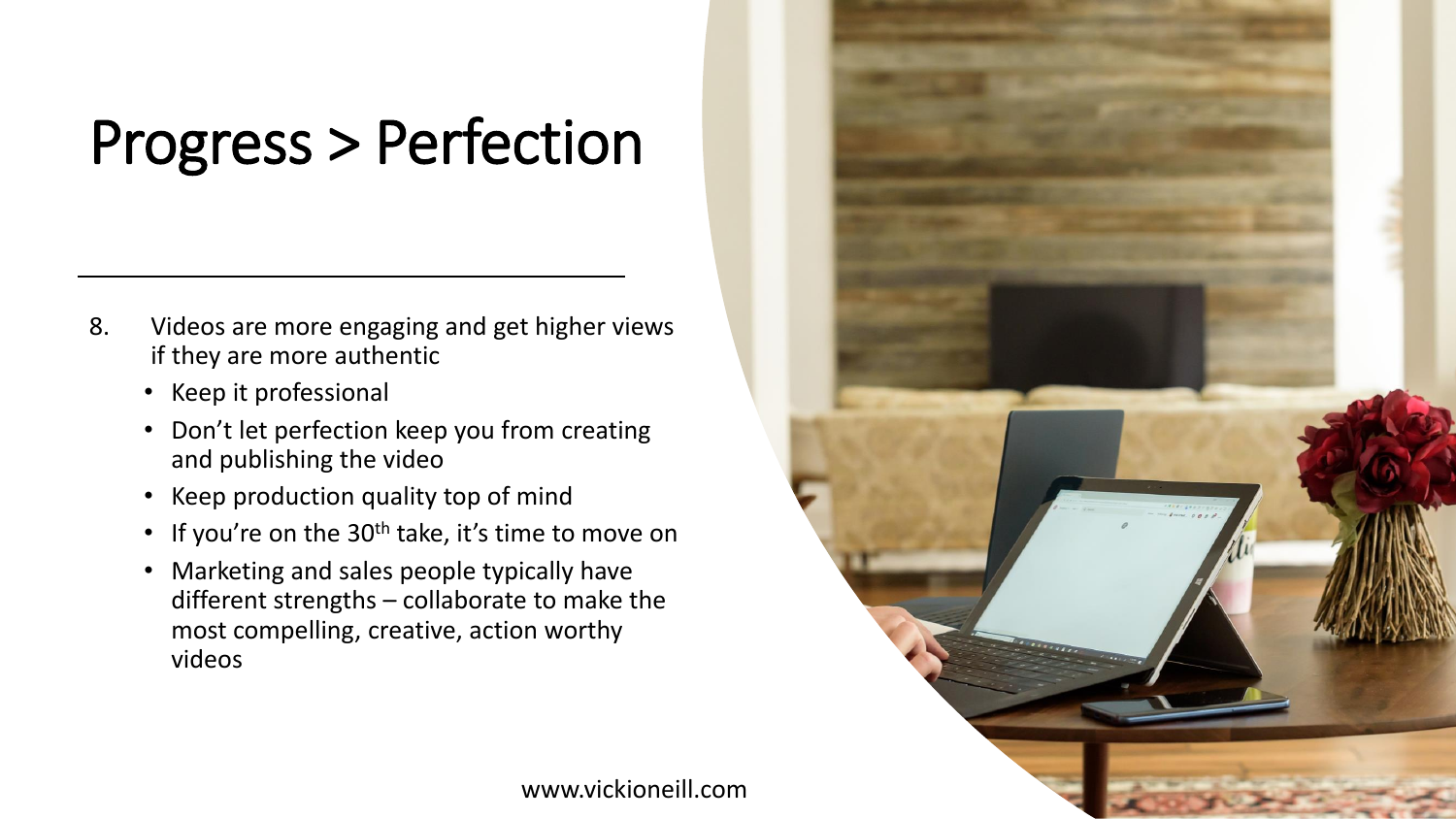# Progress > Perfection

8. Videos are more engaging and get higher views if they are more authentic
    - Keep it professional
    - Don't let perfection keep you from creating and publishing the video
    - Keep production quality top of mind
    - If you're on the 30th take, it's time to move on
    - Marketing and sales people typically have different strengths – collaborate to make the most compelling, creative, action worthy videos

www.vickioneill.com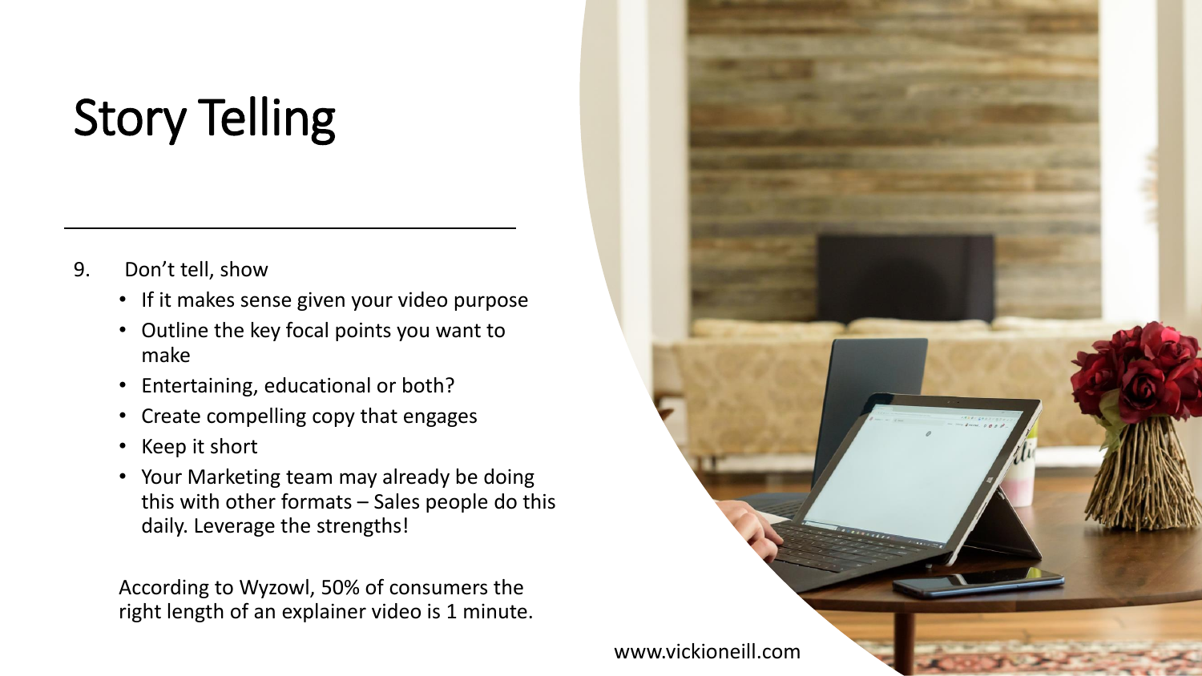# Story Telling

9. Don’t tell, show
   - If it makes sense given your video purpose
   - Outline the key focal points you want to make
   - Entertaining, educational or both?
   - Create compelling copy that engages
   - Keep it short
   - Your Marketing team may already be doing this with other formats – Sales people do this daily. Leverage the strengths!

According to Wyzowl, 50% of consumers the right length of an explainer video is 1 minute.

www.vickioneill.com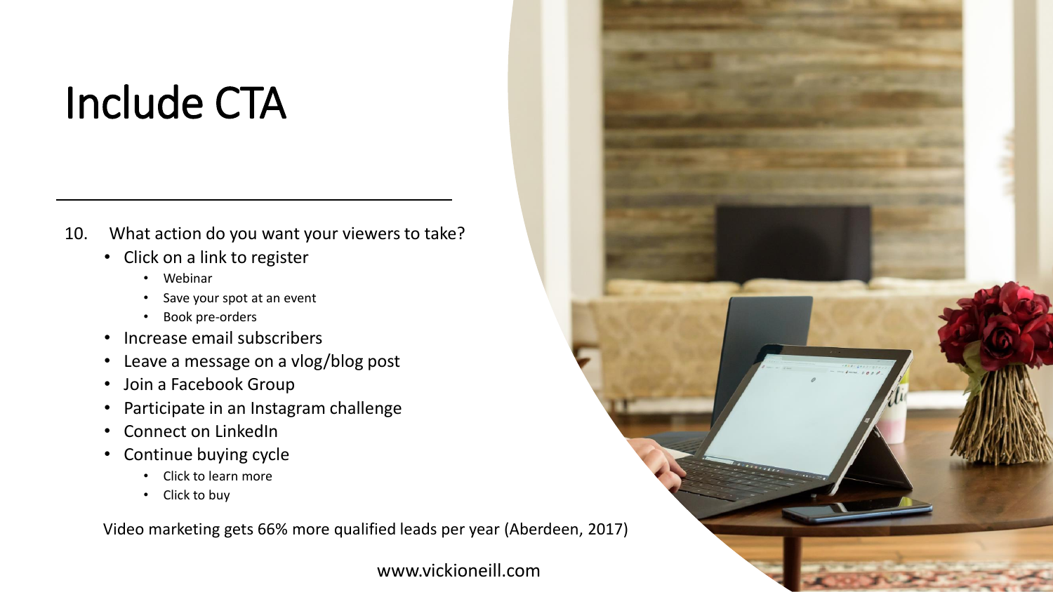# Include CTA

10. What action do you want your viewers to take?
    - Click on a link to register
        - Webinar
        - Save your spot at an event
        - Book pre-orders
    - Increase email subscribers
    - Leave a message on a vlog/blog post
    - Join a Facebook Group
    - Participate in an Instagram challenge
    - Connect on LinkedIn
    - Continue buying cycle
        - Click to learn more
        - Click to buy

Video marketing gets 66% more qualified leads per year (Aberdeen, 2017)

www.vickioneill.com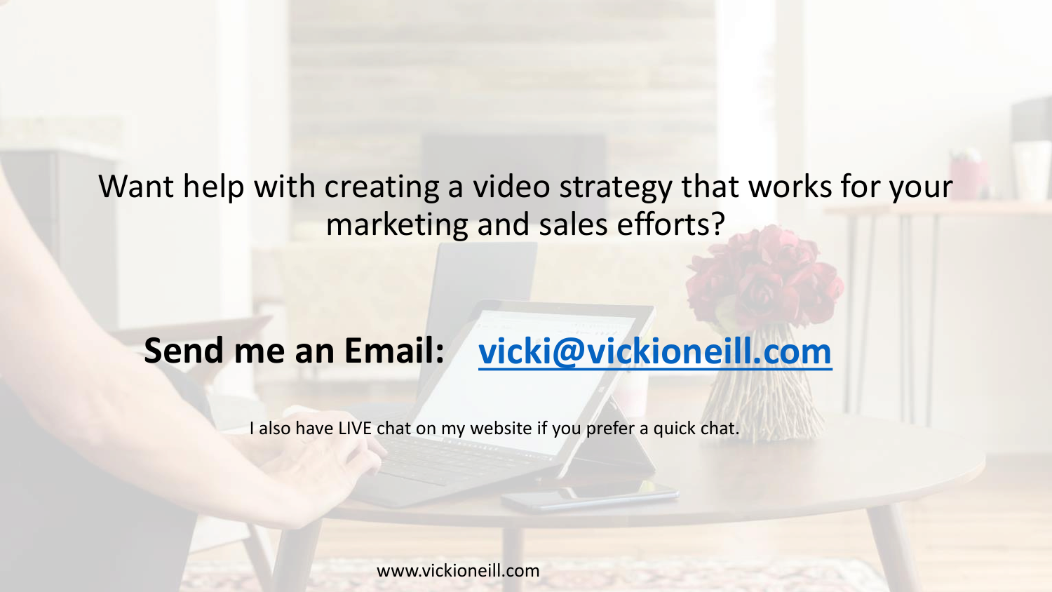Want help with creating a video strategy that works for your marketing and sales efforts?

**Send me an Email:** **vicki@vickioneill.com**

I also have LIVE chat on my website if you prefer a quick chat.

www.vickioneill.com